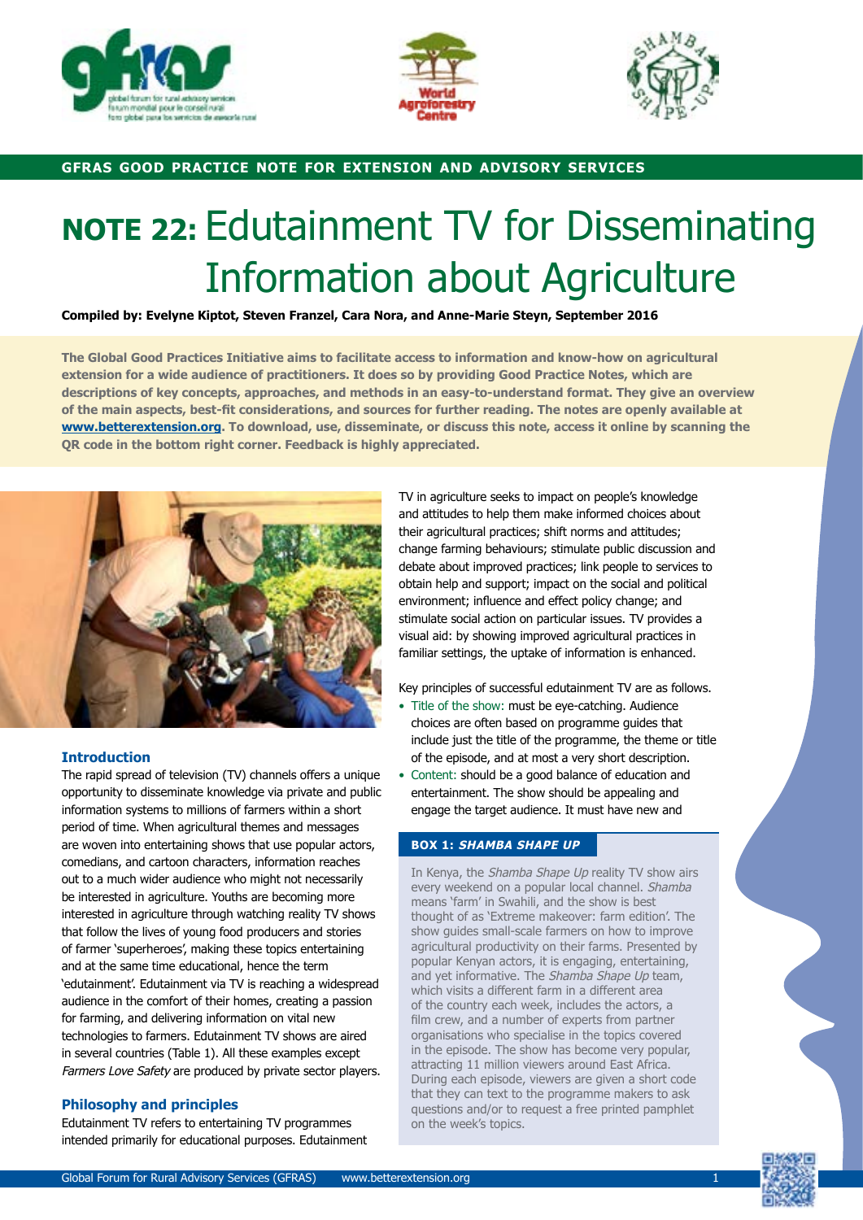GFRAS GOOD PRACTICE NOTE FOR EXTENSION AND ADVISORY SERVICES

# NOTE 22: Edutainment TV for Disseminating Information about Agriculture

**Compiled by: Evelyne Kiptot, Steven Franzel, Cara Nora, and Anne-Marie Steyn, September 2016**

**The Global Good Practices Initiative aims to facilitate access to information and know-how on agricultural extension for a wide audience of practitioners. It does so by providing Good Practice Notes, which are descriptions of key concepts, approaches, and methods in an easy-to-understand format. They give an overview of the main aspects, best-fit considerations, and sources for further reading. The notes are openly available at [www.betterextension.org](http://www.betterextension.org). To download, use, disseminate, or discuss this note, access it online by scanning the QR code in the bottom right corner. Feedback is highly appreciated.**

## Introduction

The rapid spread of television (TV) channels offers a unique opportunity to disseminate knowledge via private and public information systems to millions of farmers within a short period of time. When agricultural themes and messages are woven into entertaining shows that use popular actors, comedians, and cartoon characters, information reaches out to a much wider audience who might not necessarily be interested in agriculture. Youths are becoming more interested in agriculture through watching reality TV shows that follow the lives of young food producers and stories of farmer 'superheroes', making these topics entertaining and at the same time educational, hence the term 'edutainment'. Edutainment via TV is reaching a widespread audience in the comfort of their homes, creating a passion for farming, and delivering information on vital new technologies to farmers. Edutainment TV shows are aired in several countries (Table 1). All these examples except *Farmers Love Safety* are produced by private sector players.

## Philosophy and principles

Edutainment TV refers to entertaining TV programmes intended primarily for educational purposes. Edutainment TV in agriculture seeks to impact on people's knowledge and attitudes to help them make informed choices about their agricultural practices; shift norms and attitudes; change farming behaviours; stimulate public discussion and debate about improved practices; link people to services to obtain help and support; impact on the social and political environment; influence and effect policy change; and stimulate social action on particular issues. TV provides a visual aid: by showing improved agricultural practices in familiar settings, the uptake of information is enhanced.

Key principles of successful edutainment TV are as follows.

- Title of the show: must be eye-catching. Audience choices are often based on programme guides that include just the title of the programme, the theme or title of the episode, and at most a very short description.
- Content: should be a good balance of education and entertainment. The show should be appealing and engage the target audience. It must have new and

### BOX 1: *SHAMBA SHAPE UP*

In Kenya, the *Shamba Shape Up* reality TV show airs every weekend on a popular local channel. *Shamba* means 'farm' in Swahili, and the show is best thought of as 'Extreme makeover: farm edition'. The show guides small-scale farmers on how to improve agricultural productivity on their farms. Presented by popular Kenyan actors, it is engaging, entertaining, and yet informative. The *Shamba Shape Up* team, which visits a different farm in a different area of the country each week, includes the actors, a film crew, and a number of experts from partner organisations who specialise in the topics covered in the episode. The show has become very popular, attracting 11 million viewers around East Africa. During each episode, viewers are given a short code that they can text to the programme makers to ask questions and/or to request a free printed pamphlet on the week's topics.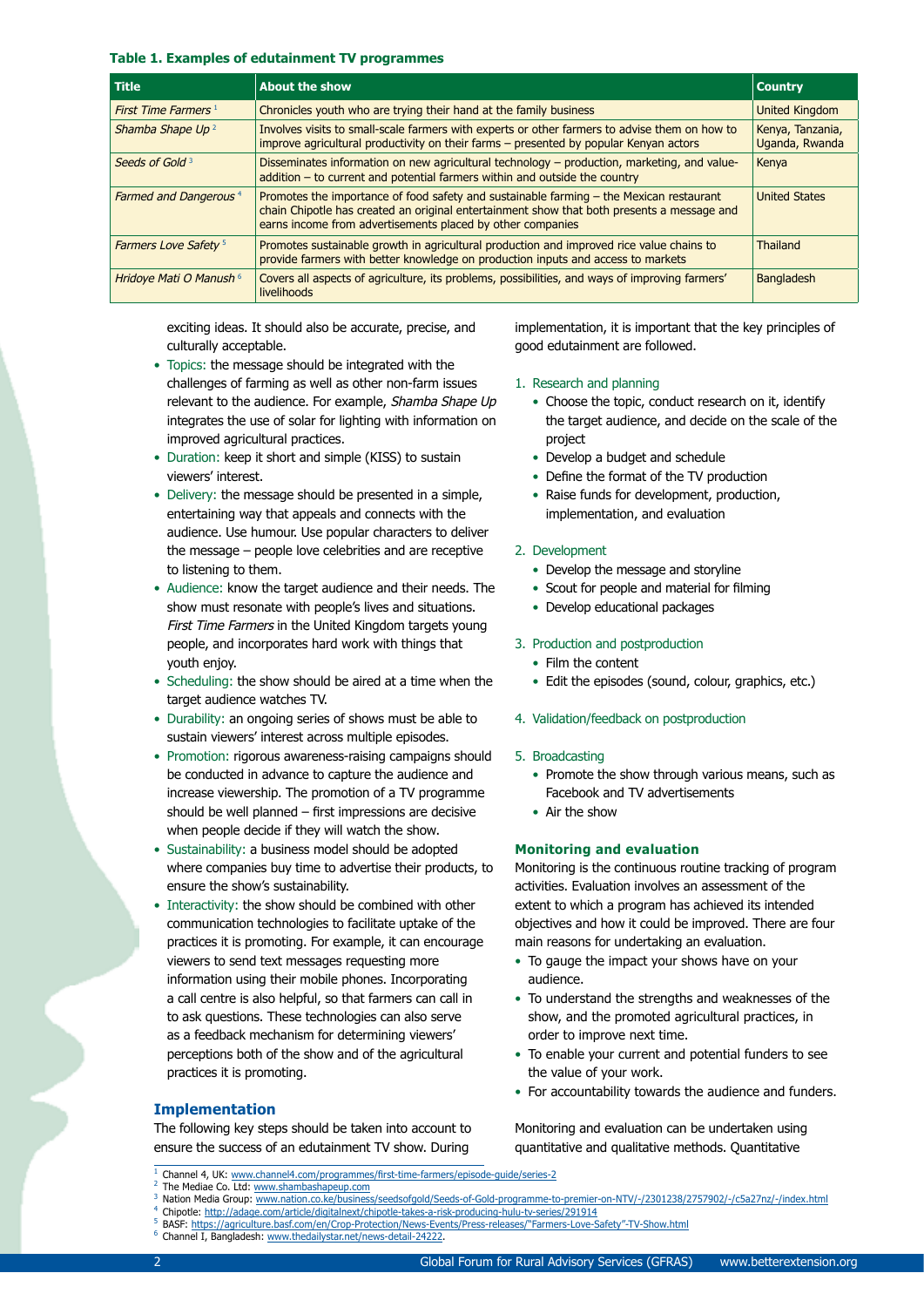**Table 1. Examples of edutainment TV programmes**

| Title | About the show | Country |
|---|---|---|
| *First Time Farmers* [1] | Chronicles youth who are trying their hand at the family business | United Kingdom |
| *Shamba Shape Up* [2] | Involves visits to small-scale farmers with experts or other farmers to advise them on how to improve agricultural productivity on their farms – presented by popular Kenyan actors | Kenya, Tanzania, Uganda, Rwanda |
| *Seeds of Gold* [3] | Disseminates information on new agricultural technology – production, marketing, and value-addition – to current and potential farmers within and outside the country | Kenya |
| *Farmed and Dangerous* [4] | Promotes the importance of food safety and sustainable farming – the Mexican restaurant chain Chipotle has created an original entertainment show that both presents a message and earns income from advertisements placed by other companies | United States |
| *Farmers Love Safety* [5] | Promotes sustainable growth in agricultural production and improved rice value chains to provide farmers with better knowledge on production inputs and access to markets | Thailand |
| *Hridoye Mati O Manush* [6] | Covers all aspects of agriculture, its problems, possibilities, and ways of improving farmers' livelihoods | Bangladesh |

exciting ideas. It should also be accurate, precise, and culturally acceptable.

- Topics: the message should be integrated with the challenges of farming as well as other non-farm issues relevant to the audience. For example, *Shamba Shape Up* integrates the use of solar for lighting with information on improved agricultural practices.
- Duration: keep it short and simple (KISS) to sustain viewers' interest.
- Delivery: the message should be presented in a simple, entertaining way that appeals and connects with the audience. Use humour. Use popular characters to deliver the message – people love celebrities and are receptive to listening to them.
- Audience: know the target audience and their needs. The show must resonate with people's lives and situations. *First Time Farmers* in the United Kingdom targets young people, and incorporates hard work with things that youth enjoy.
- Scheduling: the show should be aired at a time when the target audience watches TV.
- Durability: an ongoing series of shows must be able to sustain viewers' interest across multiple episodes.
- Promotion: rigorous awareness-raising campaigns should be conducted in advance to capture the audience and increase viewership. The promotion of a TV programme should be well planned – first impressions are decisive when people decide if they will watch the show.
- Sustainability: a business model should be adopted where companies buy time to advertise their products, to ensure the show's sustainability.
- Interactivity: the show should be combined with other communication technologies to facilitate uptake of the practices it is promoting. For example, it can encourage viewers to send text messages requesting more information using their mobile phones. Incorporating a call centre is also helpful, so that farmers can call in to ask questions. These technologies can also serve as a feedback mechanism for determining viewers' perceptions both of the show and of the agricultural practices it is promoting.

## Implementation

The following key steps should be taken into account to ensure the success of an edutainment TV show. During implementation, it is important that the key principles of good edutainment are followed.

1. Research and planning
   - Choose the topic, conduct research on it, identify the target audience, and decide on the scale of the project
   - Develop a budget and schedule
   - Define the format of the TV production
   - Raise funds for development, production, implementation, and evaluation
2. Development
   - Develop the message and storyline
   - Scout for people and material for filming
   - Develop educational packages
3. Production and postproduction
   - Film the content
   - Edit the episodes (sound, colour, graphics, etc.)
4. Validation/feedback on postproduction
5. Broadcasting
   - Promote the show through various means, such as Facebook and TV advertisements
   - Air the show

## Monitoring and evaluation

Monitoring is the continuous routine tracking of program activities. Evaluation involves an assessment of the extent to which a program has achieved its intended objectives and how it could be improved. There are four main reasons for undertaking an evaluation.

- To gauge the impact your shows have on your audience.
- To understand the strengths and weaknesses of the show, and the promoted agricultural practices, in order to improve next time.
- To enable your current and potential funders to see the value of your work.
- For accountability towards the audience and funders.

Monitoring and evaluation can be undertaken using quantitative and qualitative methods. Quantitative

---

[1] Channel 4, UK: www.channel4.com/programmes/first-time-farmers/episode-guide/series-2
[2] The Mediae Co. Ltd: www.shambashapeup.com
[3] Nation Media Group: www.nation.co.ke/business/seedsofgold/Seeds-of-Gold-programme-to-premier-on-NTV/-/2301238/2757902/-/c5a27nz/-/index.html
[4] Chipotle: http://adage.com/article/digitalnext/chipotle-takes-a-risk-producing-hulu-tv-series/291914
[5] BASF: https://agriculture.basf.com/en/Crop-Protection/News-Events/Press-releases/"Farmers-Love-Safety"-TV-Show.html
[6] Channel I, Bangladesh: www.thedailystar.net/news-detail-24222.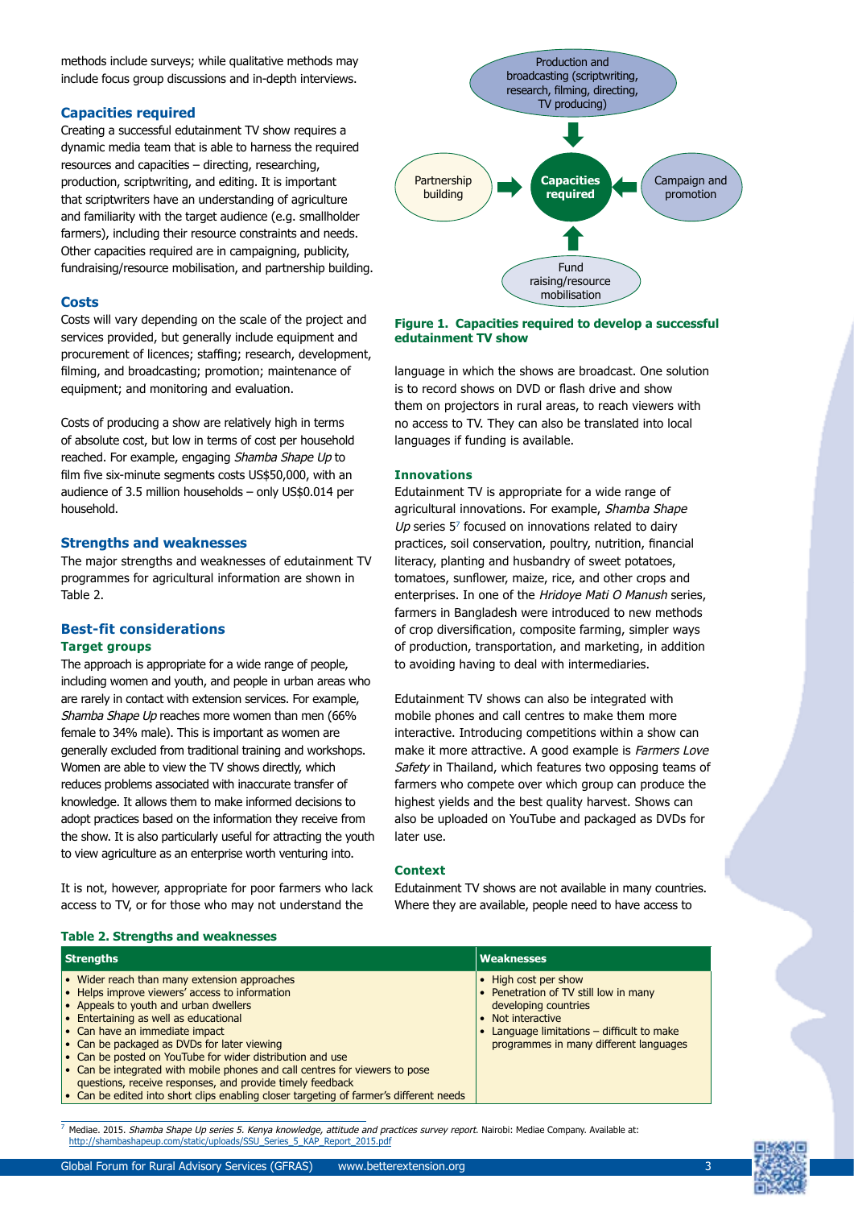methods include surveys; while qualitative methods may include focus group discussions and in-depth interviews.

### Capacities required

Creating a successful edutainment TV show requires a dynamic media team that is able to harness the required resources and capacities – directing, researching, production, scriptwriting, and editing. It is important that scriptwriters have an understanding of agriculture and familiarity with the target audience (e.g. smallholder farmers), including their resource constraints and needs. Other capacities required are in campaigning, publicity, fundraising/resource mobilisation, and partnership building.

Production and broadcasting (scriptwriting, research, filming, directing, TV producing)

Partnership building

Capacities required

Campaign and promotion

Fund raising/resource mobilisation

**Figure 1. Capacities required to develop a successful edutainment TV show**

### Costs

Costs will vary depending on the scale of the project and services provided, but generally include equipment and procurement of licences; staffing; research, development, filming, and broadcasting; promotion; maintenance of equipment; and monitoring and evaluation.

Costs of producing a show are relatively high in terms of absolute cost, but low in terms of cost per household reached. For example, engaging *Shamba Shape Up* to film five six-minute segments costs US$50,000, with an audience of 3.5 million households – only US$0.014 per household.

### Strengths and weaknesses

The major strengths and weaknesses of edutainment TV programmes for agricultural information are shown in Table 2.

### Best-fit considerations

#### Target groups

The approach is appropriate for a wide range of people, including women and youth, and people in urban areas who are rarely in contact with extension services. For example, *Shamba Shape Up* reaches more women than men (66% female to 34% male). This is important as women are generally excluded from traditional training and workshops. Women are able to view the TV shows directly, which reduces problems associated with inaccurate transfer of knowledge. It allows them to make informed decisions to adopt practices based on the information they receive from the show. It is also particularly useful for attracting the youth to view agriculture as an enterprise worth venturing into.

It is not, however, appropriate for poor farmers who lack access to TV, or for those who may not understand the language in which the shows are broadcast. One solution is to record shows on DVD or flash drive and show them on projectors in rural areas, to reach viewers with no access to TV. They can also be translated into local languages if funding is available.

#### Innovations

Edutainment TV is appropriate for a wide range of agricultural innovations. For example, *Shamba Shape Up* series 5[7] focused on innovations related to dairy practices, soil conservation, poultry, nutrition, financial literacy, planting and husbandry of sweet potatoes, tomatoes, sunflower, maize, rice, and other crops and enterprises. In one of the *Hridoye Mati O Manush* series, farmers in Bangladesh were introduced to new methods of crop diversification, composite farming, simpler ways of production, transportation, and marketing, in addition to avoiding having to deal with intermediaries.

Edutainment TV shows can also be integrated with mobile phones and call centres to make them more interactive. Introducing competitions within a show can make it more attractive. A good example is *Farmers Love Safety* in Thailand, which features two opposing teams of farmers who compete over which group can produce the highest yields and the best quality harvest. Shows can also be uploaded on YouTube and packaged as DVDs for later use.

#### Context

Edutainment TV shows are not available in many countries. Where they are available, people need to have access to

**Table 2. Strengths and weaknesses**

| Strengths | Weaknesses |
|---|---|
| • Wider reach than many extension approaches<br>• Helps improve viewers' access to information<br>• Appeals to youth and urban dwellers<br>• Entertaining as well as educational<br>• Can have an immediate impact<br>• Can be packaged as DVDs for later viewing<br>• Can be posted on YouTube for wider distribution and use<br>• Can be integrated with mobile phones and call centres for viewers to pose questions, receive responses, and provide timely feedback<br>• Can be edited into short clips enabling closer targeting of farmer's different needs | • High cost per show<br>• Penetration of TV still low in many developing countries<br>• Not interactive<br>• Language limitations – difficult to make programmes in many different languages |

[7] Mediae. 2015. *Shamba Shape Up series 5. Kenya knowledge, attitude and practices survey report.* Nairobi: Mediae Company. Available at: http://shambashapeup.com/static/uploads/SSU_Series_5_KAP_Report_2015.pdf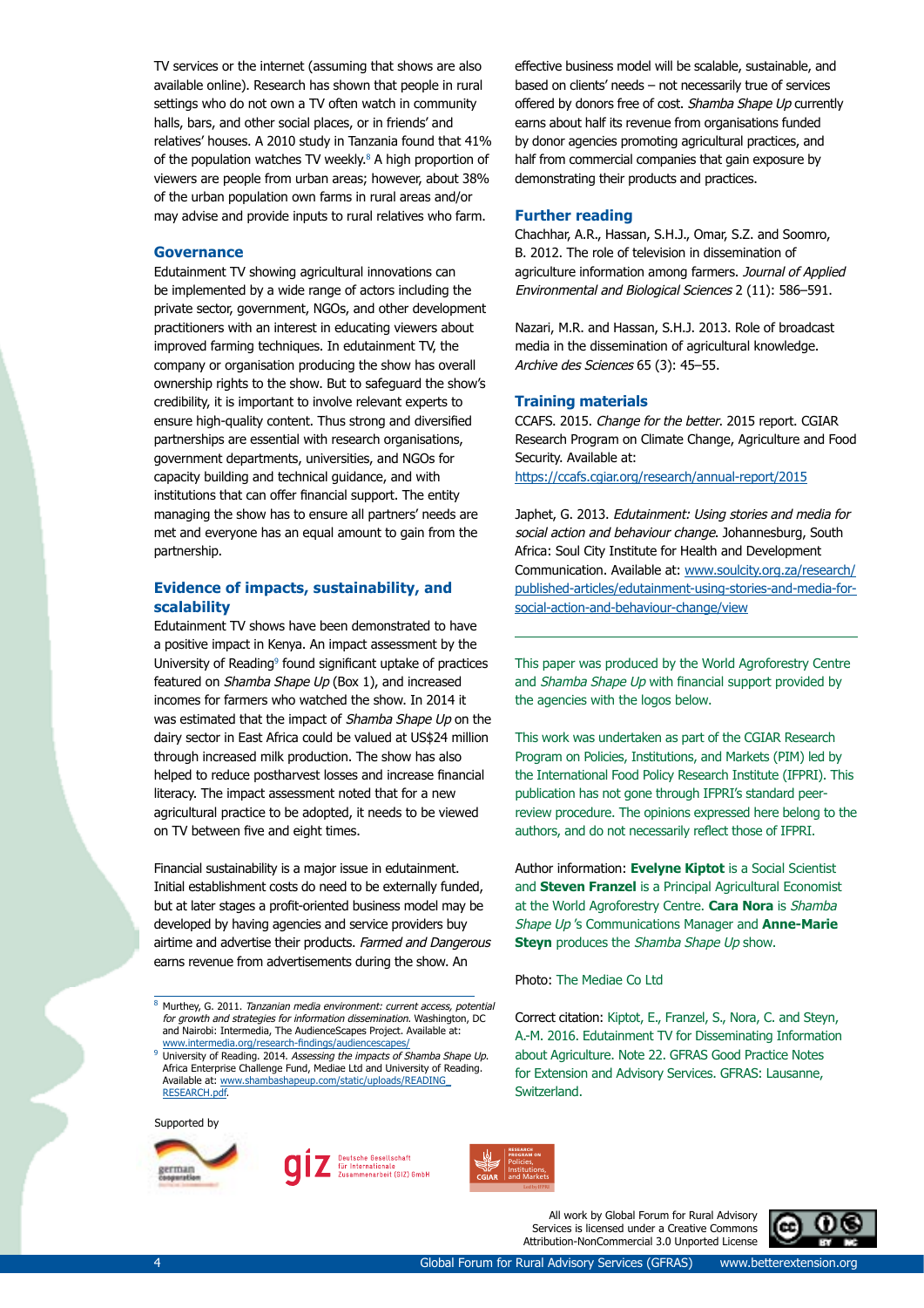TV services or the internet (assuming that shows are also available online). Research has shown that people in rural settings who do not own a TV often watch in community halls, bars, and other social places, or in friends' and relatives' houses. A 2010 study in Tanzania found that 41% of the population watches TV weekly.[8] A high proportion of viewers are people from urban areas; however, about 38% of the urban population own farms in rural areas and/or may advise and provide inputs to rural relatives who farm.

## Governance

Edutainment TV showing agricultural innovations can be implemented by a wide range of actors including the private sector, government, NGOs, and other development practitioners with an interest in educating viewers about improved farming techniques. In edutainment TV, the company or organisation producing the show has overall ownership rights to the show. But to safeguard the show's credibility, it is important to involve relevant experts to ensure high-quality content. Thus strong and diversified partnerships are essential with research organisations, government departments, universities, and NGOs for capacity building and technical guidance, and with institutions that can offer financial support. The entity managing the show has to ensure all partners' needs are met and everyone has an equal amount to gain from the partnership.

## Evidence of impacts, sustainability, and scalability

Edutainment TV shows have been demonstrated to have a positive impact in Kenya. An impact assessment by the University of Reading[9] found significant uptake of practices featured on *Shamba Shape Up* (Box 1), and increased incomes for farmers who watched the show. In 2014 it was estimated that the impact of *Shamba Shape Up* on the dairy sector in East Africa could be valued at US$24 million through increased milk production. The show has also helped to reduce postharvest losses and increase financial literacy. The impact assessment noted that for a new agricultural practice to be adopted, it needs to be viewed on TV between five and eight times.

Financial sustainability is a major issue in edutainment. Initial establishment costs do need to be externally funded, but at later stages a profit-oriented business model may be developed by having agencies and service providers buy airtime and advertise their products. *Farmed and Dangerous* earns revenue from advertisements during the show. An effective business model will be scalable, sustainable, and based on clients' needs – not necessarily true of services offered by donors free of cost. *Shamba Shape Up* currently earns about half its revenue from organisations funded by donor agencies promoting agricultural practices, and half from commercial companies that gain exposure by demonstrating their products and practices.

[8] Murthey, G. 2011. *Tanzanian media environment: current access, potential for growth and strategies for information dissemination.* Washington, DC and Nairobi: Intermedia, The AudienceScapes Project. Available at: www.intermedia.org/research-findings/audiencescapes/

[9] University of Reading. 2014. *Assessing the impacts of Shamba Shape Up.* Africa Enterprise Challenge Fund, Mediae Ltd and University of Reading. Available at: www.shambashapeup.com/static/uploads/READING_RESEARCH.pdf.

## Further reading

Chachhar, A.R., Hassan, S.H.J., Omar, S.Z. and Soomro, B. 2012. The role of television in dissemination of agriculture information among farmers. *Journal of Applied Environmental and Biological Sciences* 2 (11): 586–591.

Nazari, M.R. and Hassan, S.H.J. 2013. Role of broadcast media in the dissemination of agricultural knowledge. *Archive des Sciences* 65 (3): 45–55.

## Training materials

CCAFS. 2015. *Change for the better.* 2015 report. CGIAR Research Program on Climate Change, Agriculture and Food Security. Available at: https://ccafs.cgiar.org/research/annual-report/2015

Japhet, G. 2013. *Edutainment: Using stories and media for social action and behaviour change.* Johannesburg, South Africa: Soul City Institute for Health and Development Communication. Available at: www.soulcity.org.za/research/published-articles/edutainment-using-stories-and-media-for-social-action-and-behaviour-change/view

---

This paper was produced by the World Agroforestry Centre and *Shamba Shape Up* with financial support provided by the agencies with the logos below.

This work was undertaken as part of the CGIAR Research Program on Policies, Institutions, and Markets (PIM) led by the International Food Policy Research Institute (IFPRI). This publication has not gone through IFPRI's standard peer-review procedure. The opinions expressed here belong to the authors, and do not necessarily reflect those of IFPRI.

Author information: **Evelyne Kiptot** is a Social Scientist and **Steven Franzel** is a Principal Agricultural Economist at the World Agroforestry Centre. **Cara Nora** is *Shamba Shape Up* 's Communications Manager and **Anne-Marie Steyn** produces the *Shamba Shape Up* show.

Photo: The Mediae Co Ltd

Correct citation: Kiptot, E., Franzel, S., Nora, C. and Steyn, A-M. 2016. Edutainment TV for Disseminating Information about Agriculture. Note 22. GFRAS Good Practice Notes for Extension and Advisory Services. GFRAS: Lausanne, Switzerland.

Supported by

german cooperation

giz Deutsche Gesellschaft für Internationale Zusammenarbeit (GIZ) GmbH

CGIAR Research Program on Policies, Institutions, and Markets

All work by Global Forum for Rural Advisory Services is licensed under a Creative Commons Attribution-NonCommercial 3.0 Unported License

Global Forum for Rural Advisory Services (GFRAS) www.betterextension.org